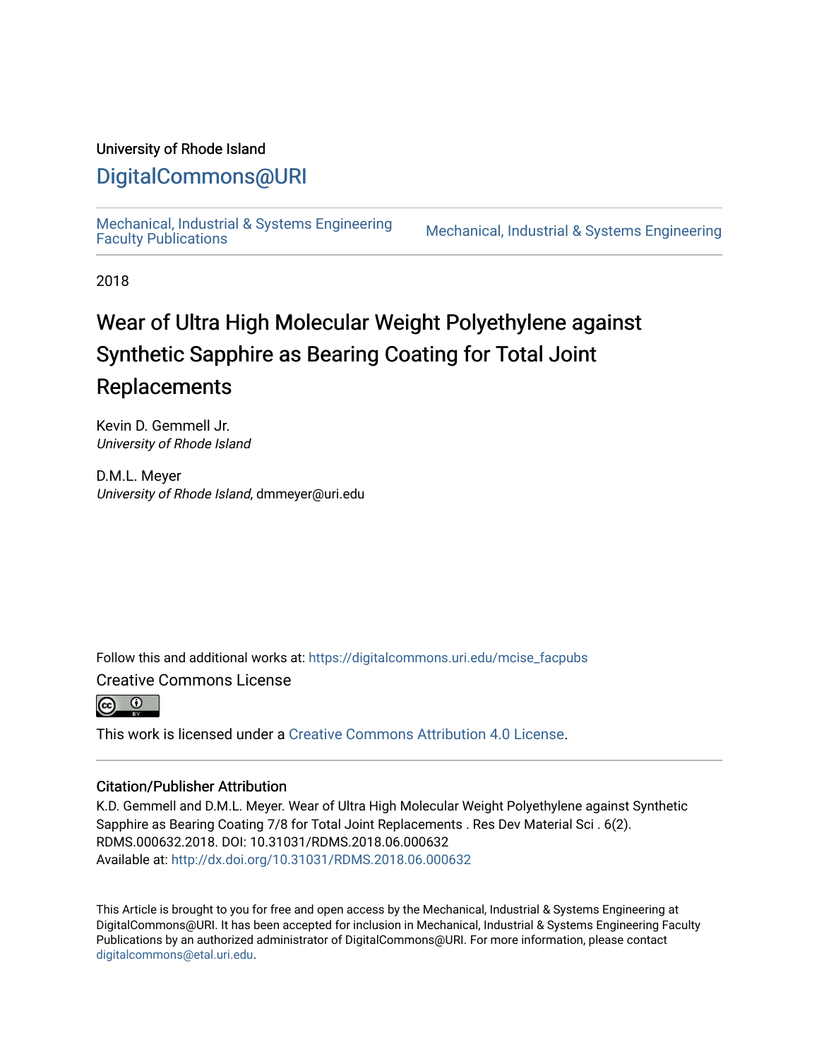University of Rhode Island

# DigitalCommons@URI

Mechanical, Industrial & Systems Engineering Faculty Publications | Mechanical, Industrial & Systems Engineering

2018

# Wear of Ultra High Molecular Weight Polyethylene against Synthetic Sapphire as Bearing Coating for Total Joint Replacements

Kevin D. Gemmell Jr.
*University of Rhode Island*

D.M.L. Meyer
*University of Rhode Island*, dmmeyer@uri.edu

Follow this and additional works at: https://digitalcommons.uri.edu/mcise_facpubs

Creative Commons License

This work is licensed under a Creative Commons Attribution 4.0 License.

## Citation/Publisher Attribution

K.D. Gemmell and D.M.L. Meyer. Wear of Ultra High Molecular Weight Polyethylene against Synthetic Sapphire as Bearing Coating 7/8 for Total Joint Replacements . Res Dev Material Sci . 6(2). RDMS.000632.2018. DOI: 10.31031/RDMS.2018.06.000632
Available at: http://dx.doi.org/10.31031/RDMS.2018.06.000632

This Article is brought to you for free and open access by the Mechanical, Industrial & Systems Engineering at DigitalCommons@URI. It has been accepted for inclusion in Mechanical, Industrial & Systems Engineering Faculty Publications by an authorized administrator of DigitalCommons@URI. For more information, please contact digitalcommons@etal.uri.edu.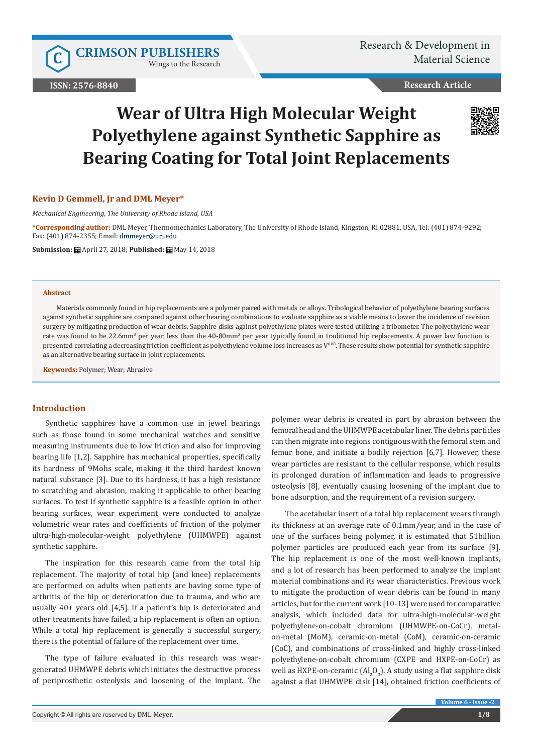# Wear of Ultra High Molecular Weight Polyethylene against Synthetic Sapphire as Bearing Coating for Total Joint Replacements

**Kevin D Gemmell, Jr and DML Meyer***

*Mechanical Engineering, The University of Rhode Island, USA*

**\*Corresponding author:** DML Meyer, Thermomechanics Laboratory, The University of Rhode Island, Kingston, RI 02881, USA, Tel: (401) 874-9292; Fax: (401) 874-2355; Email: dmmeyer@uri.edu

**Submission:** April 27, 2018; **Published:** May 14, 2018

**Abstract**

Materials commonly found in hip replacements are a polymer paired with metals or alloys. Tribological behavior of polyethylene bearing surfaces against synthetic sapphire are compared against other bearing combinations to evaluate sapphire as a viable means to lower the incidence of revision surgery by mitigating production of wear debris. Sapphire disks against polyethylene plates were tested utilizing a tribometer. The polyethylene wear rate was found to be 22.6mm$^3$ per year, less than the 40-80mm$^3$ per year typically found in traditional hip replacements. A power law function is presented correlating a decreasing friction coefficient as polyethylene volume loss increases as $V^{0.88}$. These results show potential for synthetic sapphire as an alternative bearing surface in joint replacements.

**Keywords:** Polymer; Wear; Abrasive

## Introduction

Synthetic sapphires have a common use in jewel bearings such as those found in some mechanical watches and sensitive measuring instruments due to low friction and also for improving bearing life [1,2]. Sapphire has mechanical properties, specifically its hardness of 9Mohs scale, making it the third hardest known natural substance [3]. Due to its hardness, it has a high resistance to scratching and abrasion, making it applicable to other bearing surfaces. To test if synthetic sapphire is a feasible option in other bearing surfaces, wear experiment were conducted to analyze volumetric wear rates and coefficients of friction of the polymer ultra-high-molecular-weight polyethylene (UHMWPE) against synthetic sapphire.

The inspiration for this research came from the total hip replacement. The majority of total hip (and knee) replacements are performed on adults when patients are having some type of arthritis of the hip or deterioration due to trauma, and who are usually 40+ years old [4,5]. If a patient's hip is deteriorated and other treatments have failed, a hip replacement is often an option. While a total hip replacement is generally a successful surgery, there is the potential of failure of the replacement over time.

The type of failure evaluated in this research was wear-generated UHMWPE debris which initiates the destructive process of periprosthetic osteolysis and loosening of the implant. The polymer wear debris is created in part by abrasion between the femoral head and the UHMWPE acetabular liner. The debris particles can then migrate into regions contiguous with the femoral stem and femur bone, and initiate a bodily rejection [6,7]. However, these wear particles are resistant to the cellular response, which results in prolonged duration of inflammation and leads to progressive osteolysis [8], eventually causing loosening of the implant due to bone adsorption, and the requirement of a revision surgery.

The acetabular insert of a total hip replacement wears through its thickness at an average rate of 0.1mm/year, and in the case of one of the surfaces being polymer, it is estimated that 51billion polymer particles are produced each year from its surface [9]. The hip replacement is one of the most well-known implants, and a lot of research has been performed to analyze the implant material combinations and its wear characteristics. Previous work to mitigate the production of wear debris can be found in many articles, but for the current work [10-13] were used for comparative analysis, which included data for ultra-high-molecular-weight polyethylene-on-cobalt chromium (UHMWPE-on-CoCr), metal-on-metal (MoM), ceramic-on-metal (CoM), ceramic-on-ceramic (CoC), and combinations of cross-linked and highly cross-linked polyethylene-on-cobalt chromium (CXPE and HXPE-on-CoCr) as well as HXPE-on-ceramic ($Al_2O_3$). A study using a flat sapphire disk against a flat UHMWPE disk [14], obtained friction coefficients of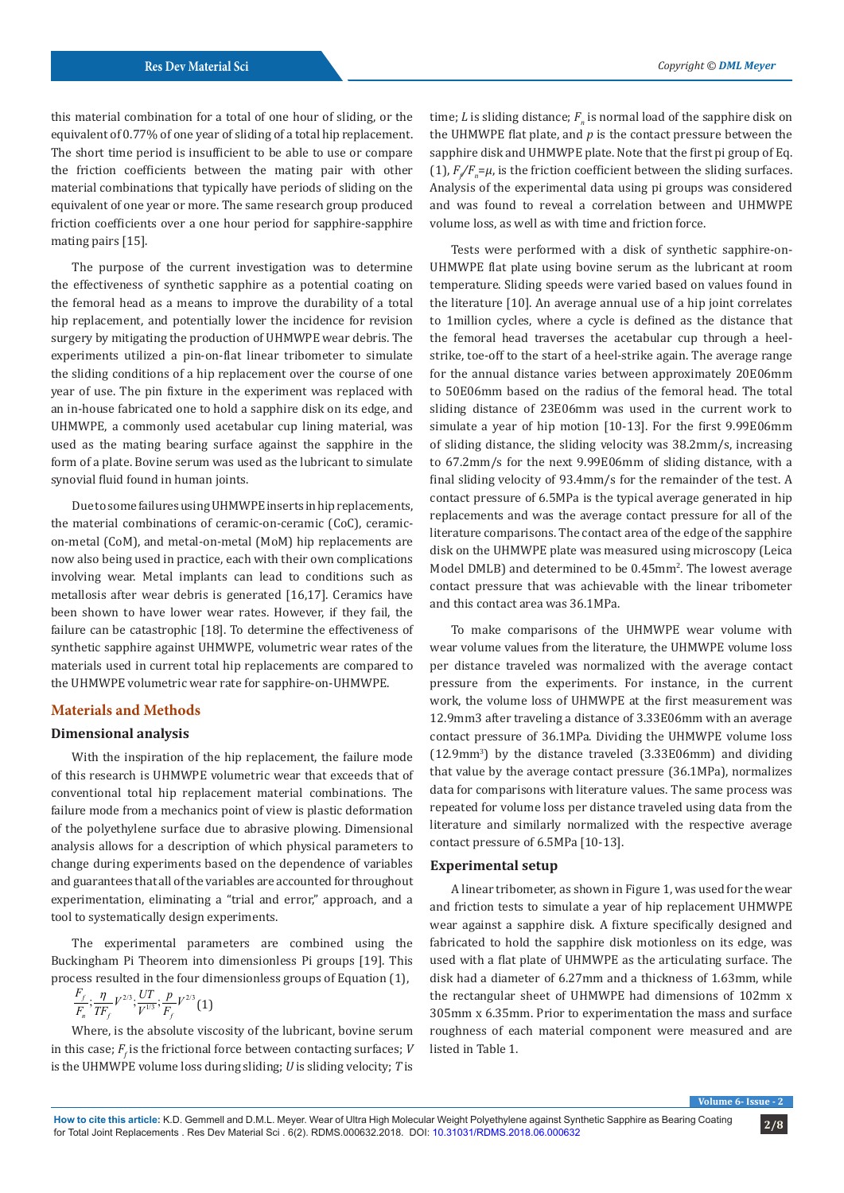this material combination for a total of one hour of sliding, or the equivalent of 0.77% of one year of sliding of a total hip replacement. The short time period is insufficient to be able to use or compare the friction coefficients between the mating pair with other material combinations that typically have periods of sliding on the equivalent of one year or more. The same research group produced friction coefficients over a one hour period for sapphire-sapphire mating pairs [15].

The purpose of the current investigation was to determine the effectiveness of synthetic sapphire as a potential coating on the femoral head as a means to improve the durability of a total hip replacement, and potentially lower the incidence for revision surgery by mitigating the production of UHMWPE wear debris. The experiments utilized a pin-on-flat linear tribometer to simulate the sliding conditions of a hip replacement over the course of one year of use. The pin fixture in the experiment was replaced with an in-house fabricated one to hold a sapphire disk on its edge, and UHMWPE, a commonly used acetabular cup lining material, was used as the mating bearing surface against the sapphire in the form of a plate. Bovine serum was used as the lubricant to simulate synovial fluid found in human joints.

Due to some failures using UHMWPE inserts in hip replacements, the material combinations of ceramic-on-ceramic (CoC), ceramic-on-metal (CoM), and metal-on-metal (MoM) hip replacements are now also being used in practice, each with their own complications involving wear. Metal implants can lead to conditions such as metallosis after wear debris is generated [16,17]. Ceramics have been shown to have lower wear rates. However, if they fail, the failure can be catastrophic [18]. To determine the effectiveness of synthetic sapphire against UHMWPE, volumetric wear rates of the materials used in current total hip replacements are compared to the UHMWPE volumetric wear rate for sapphire-on-UHMWPE.

## Materials and Methods

### Dimensional analysis

With the inspiration of the hip replacement, the failure mode of this research is UHMWPE volumetric wear that exceeds that of conventional total hip replacement material combinations. The failure mode from a mechanics point of view is plastic deformation of the polyethylene surface due to abrasive plowing. Dimensional analysis allows for a description of which physical parameters to change during experiments based on the dependence of variables and guarantees that all of the variables are accounted for throughout experimentation, eliminating a "trial and error," approach, and a tool to systematically design experiments.

The experimental parameters are combined using the Buckingham Pi Theorem into dimensionless Pi groups [19]. This process resulted in the four dimensionless groups of Equation (1),

$$\frac{F_f}{F_n};\frac{\eta}{TF_f}V^{2/3};\frac{UT}{V^{1/3}};\frac{p}{F_f}V^{2/3} \quad (1)$$

Where, is the absolute viscosity of the lubricant, bovine serum in this case; $F_f$ is the frictional force between contacting surfaces; $V$ is the UHMWPE volume loss during sliding; $U$ is sliding velocity; $T$ is time; $L$ is sliding distance; $F_n$ is normal load of the sapphire disk on the UHMWPE flat plate, and $p$ is the contact pressure between the sapphire disk and UHMWPE plate. Note that the first pi group of Eq. (1), $F_f/F_n=\mu$, is the friction coefficient between the sliding surfaces. Analysis of the experimental data using pi groups was considered and was found to reveal a correlation between and UHMWPE volume loss, as well as with time and friction force.

Tests were performed with a disk of synthetic sapphire-on-UHMWPE flat plate using bovine serum as the lubricant at room temperature. Sliding speeds were varied based on values found in the literature [10]. An average annual use of a hip joint correlates to 1million cycles, where a cycle is defined as the distance that the femoral head traverses the acetabular cup through a heel-strike, toe-off to the start of a heel-strike again. The average range for the annual distance varies between approximately 20E06mm to 50E06mm based on the radius of the femoral head. The total sliding distance of 23E06mm was used in the current work to simulate a year of hip motion [10-13]. For the first 9.99E06mm of sliding distance, the sliding velocity was 38.2mm/s, increasing to 67.2mm/s for the next 9.99E06mm of sliding distance, with a final sliding velocity of 93.4mm/s for the remainder of the test. A contact pressure of 6.5MPa is the typical average generated in hip replacements and was the average contact pressure for all of the literature comparisons. The contact area of the edge of the sapphire disk on the UHMWPE plate was measured using microscopy (Leica Model DMLB) and determined to be 0.45mm$^2$. The lowest average contact pressure that was achievable with the linear tribometer and this contact area was 36.1MPa.

To make comparisons of the UHMWPE wear volume with wear volume values from the literature, the UHMWPE volume loss per distance traveled was normalized with the average contact pressure from the experiments. For instance, in the current work, the volume loss of UHMWPE at the first measurement was 12.9mm3 after traveling a distance of 3.33E06mm with an average contact pressure of 36.1MPa. Dividing the UHMWPE volume loss (12.9mm$^3$) by the distance traveled (3.33E06mm) and dividing that value by the average contact pressure (36.1MPa), normalizes data for comparisons with literature values. The same process was repeated for volume loss per distance traveled using data from the literature and similarly normalized with the respective average contact pressure of 6.5MPa [10-13].

### Experimental setup

A linear tribometer, as shown in Figure 1, was used for the wear and friction tests to simulate a year of hip replacement UHMWPE wear against a sapphire disk. A fixture specifically designed and fabricated to hold the sapphire disk motionless on its edge, was used with a flat plate of UHMWPE as the articulating surface. The disk had a diameter of 6.27mm and a thickness of 1.63mm, while the rectangular sheet of UHMWPE had dimensions of 102mm x 305mm x 6.35mm. Prior to experimentation the mass and surface roughness of each material component were measured and are listed in Table 1.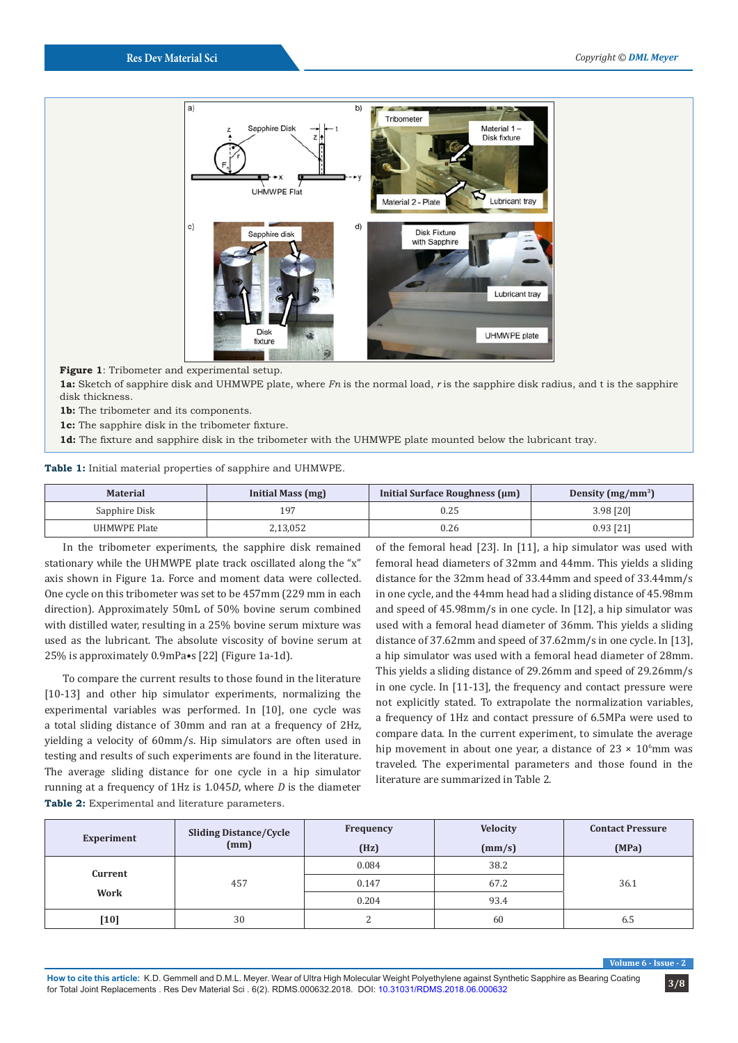**Figure 1**: Tribometer and experimental setup.

**1a:** Sketch of sapphire disk and UHMWPE plate, where *Fn* is the normal load, *r* is the sapphire disk radius, and t is the sapphire disk thickness.

**1b:** The tribometer and its components.

**1c:** The sapphire disk in the tribometer fixture.

**1d:** The fixture and sapphire disk in the tribometer with the UHMWPE plate mounted below the lubricant tray.

**Table 1:** Initial material properties of sapphire and UHMWPE.

| Material | Initial Mass (mg) | Initial Surface Roughness (µm) | Density (mg/mm$^3$) |
|---|---|---|---|
| Sapphire Disk | 197 | 0.25 | 3.98 [20] |
| UHMWPE Plate | 2,13,052 | 0.26 | 0.93 [21] |

In the tribometer experiments, the sapphire disk remained stationary while the UHMWPE plate track oscillated along the "x" axis shown in Figure 1a. Force and moment data were collected. One cycle on this tribometer was set to be 457mm (229 mm in each direction). Approximately 50mL of 50% bovine serum combined with distilled water, resulting in a 25% bovine serum mixture was used as the lubricant. The absolute viscosity of bovine serum at 25% is approximately 0.9mPa•s [22] (Figure 1a-1d).

To compare the current results to those found in the literature [10-13] and other hip simulator experiments, normalizing the experimental variables was performed. In [10], one cycle was a total sliding distance of 30mm and ran at a frequency of 2Hz, yielding a velocity of 60mm/s. Hip simulators are often used in testing and results of such experiments are found in the literature. The average sliding distance for one cycle in a hip simulator running at a frequency of 1Hz is 1.045*D*, where *D* is the diameter of the femoral head [23]. In [11], a hip simulator was used with femoral head diameters of 32mm and 44mm. This yields a sliding distance for the 32mm head of 33.44mm and speed of 33.44mm/s in one cycle, and the 44mm head had a sliding distance of 45.98mm and speed of 45.98mm/s in one cycle. In [12], a hip simulator was used with a femoral head diameter of 36mm. This yields a sliding distance of 37.62mm and speed of 37.62mm/s in one cycle. In [13], a hip simulator was used with a femoral head diameter of 28mm. This yields a sliding distance of 29.26mm and speed of 29.26mm/s in one cycle. In [11-13], the frequency and contact pressure were not explicitly stated. To extrapolate the normalization variables, a frequency of 1Hz and contact pressure of 6.5MPa were used to compare data. In the current experiment, to simulate the average hip movement in about one year, a distance of 23 × 10$^6$mm was traveled. The experimental parameters and those found in the literature are summarized in Table 2.

**Table 2:** Experimental and literature parameters.

| Experiment | Sliding Distance/Cycle (mm) | Frequency (Hz) | Velocity (mm/s) | Contact Pressure (MPa) |
|---|---|---|---|---|
| Current Work | 457 | 0.084 | 38.2 | 36.1 |
| | | 0.147 | 67.2 | |
| | | 0.204 | 93.4 | |
| [10] | 30 | 2 | 60 | 6.5 |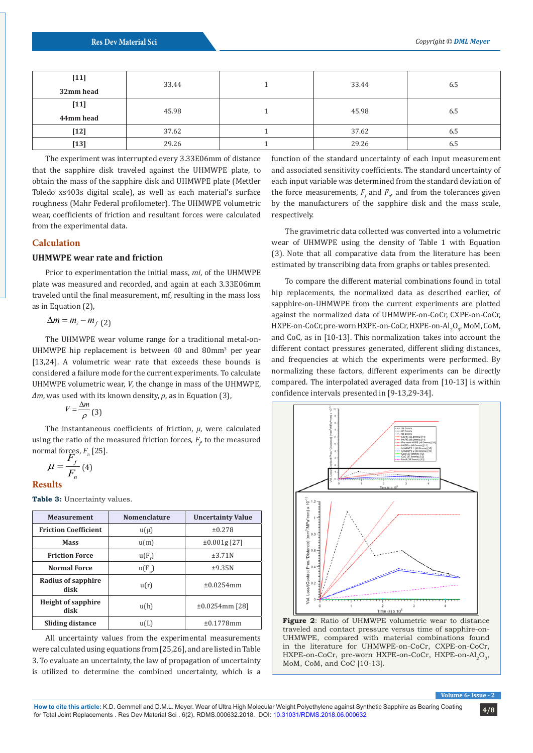| [11] 32mm head | 33.44 | 1 | 33.44 | 6.5 |
|---|---|---|---|---|
| [11] 44mm head | 45.98 | 1 | 45.98 | 6.5 |
| [12] | 37.62 | 1 | 37.62 | 6.5 |
| [13] | 29.26 | 1 | 29.26 | 6.5 |

The experiment was interrupted every 3.33E06mm of distance that the sapphire disk traveled against the UHMWPE plate, to obtain the mass of the sapphire disk and UHMWPE plate (Mettler Toledo xs403s digital scale), as well as each material's surface roughness (Mahr Federal profilometer). The UHMWPE volumetric wear, coefficients of friction and resultant forces were calculated from the experimental data.

## Calculation

### UHMWPE wear rate and friction

Prior to experimentation the initial mass, *mi*, of the UHMWPE plate was measured and recorded, and again at each 3.33E06mm traveled until the final measurement, mf, resulting in the mass loss as in Equation (2),

$$\Delta m = m_i - m_f \quad (2)$$

The UHMWPE wear volume range for a traditional metal-on-UHMWPE hip replacement is between 40 and 80mm$^3$ per year [13,24]. A volumetric wear rate that exceeds these bounds is considered a failure mode for the current experiments. To calculate UHMWPE volumetric wear, *V*, the change in mass of the UHMWPE, *Δm*, was used with its known density, *ρ*, as in Equation (3),

$$V = \frac{\Delta m}{\rho} \quad (3)$$

The instantaneous coefficients of friction, *μ*, were calculated using the ratio of the measured friction forces, $F_f$, to the measured normal forces, $F_n$ [25].

$$\mu = \frac{F_f}{F_n} \quad (4)$$

## Results

**Table 3:** Uncertainty values.

| Measurement | Nomenclature | Uncertainty Value |
|---|---|---|
| Friction Coefficient | u(μ) | ±0.278 |
| Mass | u(m) | ±0.001g [27] |
| Friction Force | u($F_f$) | ±3.71N |
| Normal Force | u($F_n$) | ±9.35N |
| Radius of sapphire disk | u(r) | ±0.0254mm |
| Height of sapphire disk | u(h) | ±0.0254mm [28] |
| Sliding distance | u(L) | ±0.1778mm |

All uncertainty values from the experimental measurements were calculated using equations from [25,26], and are listed in Table 3. To evaluate an uncertainty, the law of propagation of uncertainty is utilized to determine the combined uncertainty, which is a function of the standard uncertainty of each input measurement and associated sensitivity coefficients. The standard uncertainty of each input variable was determined from the standard deviation of the force measurements, $F_f$ and $F_n$, and from the tolerances given by the manufacturers of the sapphire disk and the mass scale, respectively.

The gravimetric data collected was converted into a volumetric wear of UHMWPE using the density of Table 1 with Equation (3). Note that all comparative data from the literature has been estimated by transcribing data from graphs or tables presented.

To compare the different material combinations found in total hip replacements, the normalized data as described earlier, of sapphire-on-UHMWPE from the current experiments are plotted against the normalized data of UHMWPE-on-CoCr, CXPE-on-CoCr, HXPE-on-CoCr, pre-worn HXPE-on-CoCr, HXPE-on-$Al_2O_3$, MoM, CoM, and CoC, as in [10-13]. This normalization takes into account the different contact pressures generated, different sliding distances, and frequencies at which the experiments were performed. By normalizing these factors, different experiments can be directly compared. The interpolated averaged data from [10-13] is within confidence intervals presented in [9-13,29-34].

**Figure 2**: Ratio of UHMWPE volumetric wear to distance traveled and contact pressure versus time of sapphire-on-UHMWPE, compared with material combinations found in the literature for UHMWPE-on-CoCr, CXPE-on-CoCr, HXPE-on-CoCr, pre-worn HXPE-on-CoCr, HXPE-on-$Al_2O_3$, MoM, CoM, and CoC [10-13].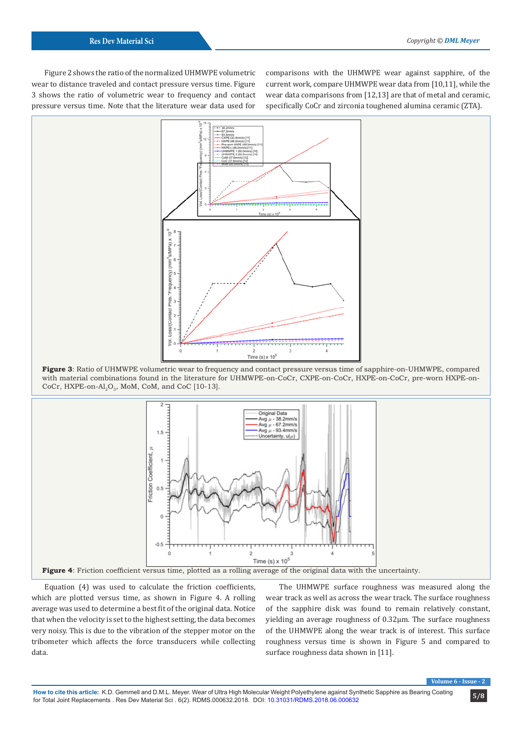Figure 2 shows the ratio of the normalized UHMWPE volumetric wear to distance traveled and contact pressure versus time. Figure 3 shows the ratio of volumetric wear to frequency and contact pressure versus time. Note that the literature wear data used for comparisons with the UHMWPE wear against sapphire, of the current work, compare UHMWPE wear data from [10,11], while the wear data comparisons from [12,13] are that of metal and ceramic, specifically CoCr and zirconia toughened alumina ceramic (ZTA).

**Figure 3**: Ratio of UHMWPE volumetric wear to frequency and contact pressure versus time of sapphire-on-UHMWPE, compared with material combinations found in the literature for UHMWPE-on-CoCr, CXPE-on-CoCr, HXPE-on-CoCr, pre-worn HXPE-on-CoCr, HXPE-on-$Al_2O_3$, MoM, CoM, and CoC [10-13].

**Figure 4**: Friction coefficient versus time, plotted as a rolling average of the original data with the uncertainty.

Equation (4) was used to calculate the friction coefficients, which are plotted versus time, as shown in Figure 4. A rolling average was used to determine a best fit of the original data. Notice that when the velocity is set to the highest setting, the data becomes very noisy. This is due to the vibration of the stepper motor on the tribometer which affects the force transducers while collecting data.

The UHMWPE surface roughness was measured along the wear track as well as across the wear track. The surface roughness of the sapphire disk was found to remain relatively constant, yielding an average roughness of 0.32μm. The surface roughness of the UHMWPE along the wear track is of interest. This surface roughness versus time is shown in Figure 5 and compared to surface roughness data shown in [11].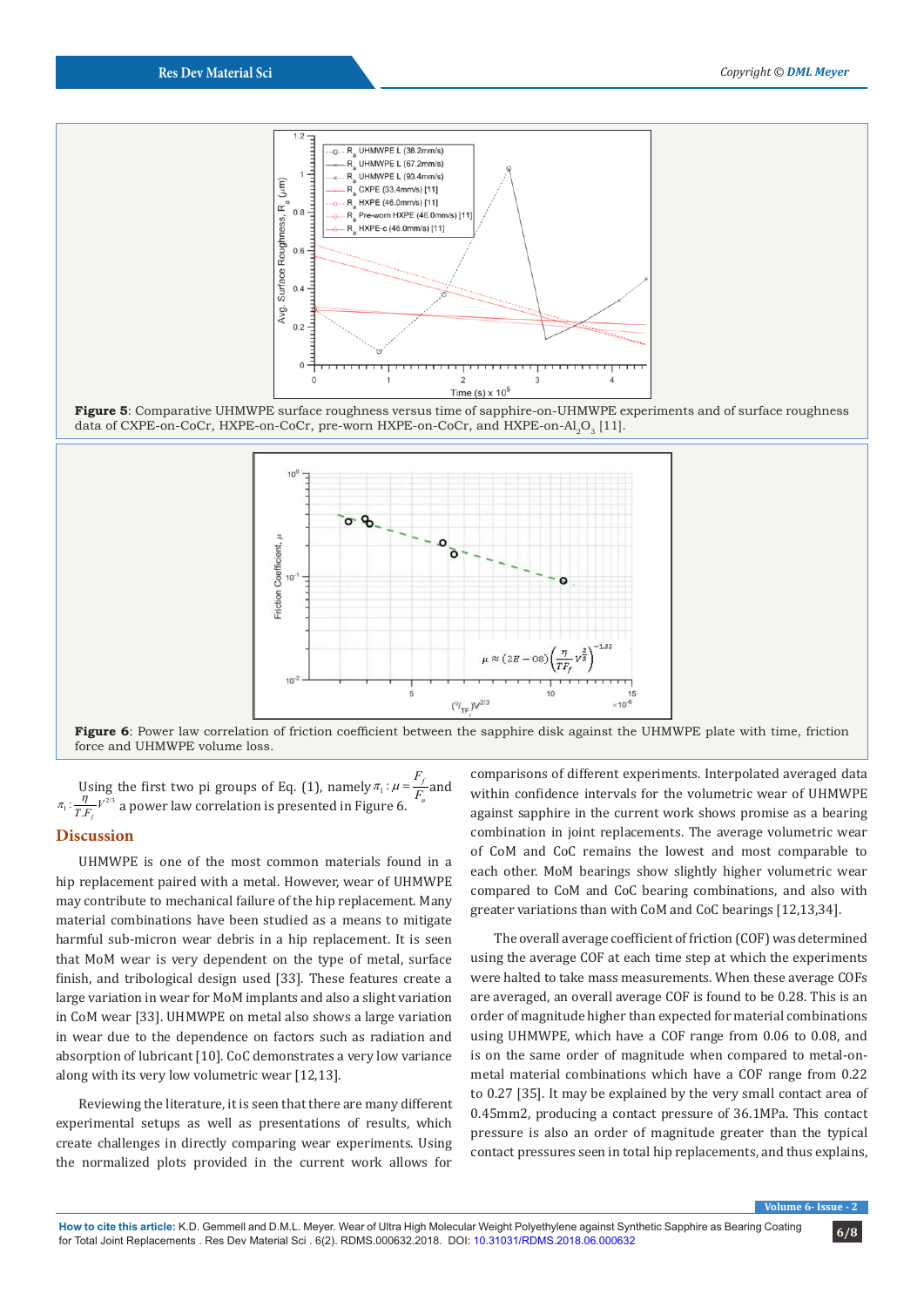**Figure 5**: Comparative UHMWPE surface roughness versus time of sapphire-on-UHMWPE experiments and of surface roughness data of CXPE-on-CoCr, HXPE-on-CoCr, pre-worn HXPE-on-CoCr, and HXPE-on-$Al_2O_3$ [11].

**Figure 6**: Power law correlation of friction coefficient between the sapphire disk against the UHMWPE plate with time, friction force and UHMWPE volume loss.

Using the first two pi groups of Eq. (1), namely $\pi_1 : \mu = \frac{F_f}{F_n}$ and $\pi_1 : \frac{\eta}{T.F_f} V^{2/3}$ a power law correlation is presented in Figure 6.

## Discussion

UHMWPE is one of the most common materials found in a hip replacement paired with a metal. However, wear of UHMWPE may contribute to mechanical failure of the hip replacement. Many material combinations have been studied as a means to mitigate harmful sub-micron wear debris in a hip replacement. It is seen that MoM wear is very dependent on the type of metal, surface finish, and tribological design used [33]. These features create a large variation in wear for MoM implants and also a slight variation in CoM wear [33]. UHMWPE on metal also shows a large variation in wear due to the dependence on factors such as radiation and absorption of lubricant [10]. CoC demonstrates a very low variance along with its very low volumetric wear [12,13].

Reviewing the literature, it is seen that there are many different experimental setups as well as presentations of results, which create challenges in directly comparing wear experiments. Using the normalized plots provided in the current work allows for comparisons of different experiments. Interpolated averaged data within confidence intervals for the volumetric wear of UHMWPE against sapphire in the current work shows promise as a bearing combination in joint replacements. The average volumetric wear of CoM and CoC remains the lowest and most comparable to each other. MoM bearings show slightly higher volumetric wear compared to CoM and CoC bearing combinations, and also with greater variations than with CoM and CoC bearings [12,13,34].

The overall average coefficient of friction (COF) was determined using the average COF at each time step at which the experiments were halted to take mass measurements. When these average COFs are averaged, an overall average COF is found to be 0.28. This is an order of magnitude higher than expected for material combinations using UHMWPE, which have a COF range from 0.06 to 0.08, and is on the same order of magnitude when compared to metal-on-metal material combinations which have a COF range from 0.22 to 0.27 [35]. It may be explained by the very small contact area of 0.45mm2, producing a contact pressure of 36.1MPa. This contact pressure is also an order of magnitude greater than the typical contact pressures seen in total hip replacements, and thus explains,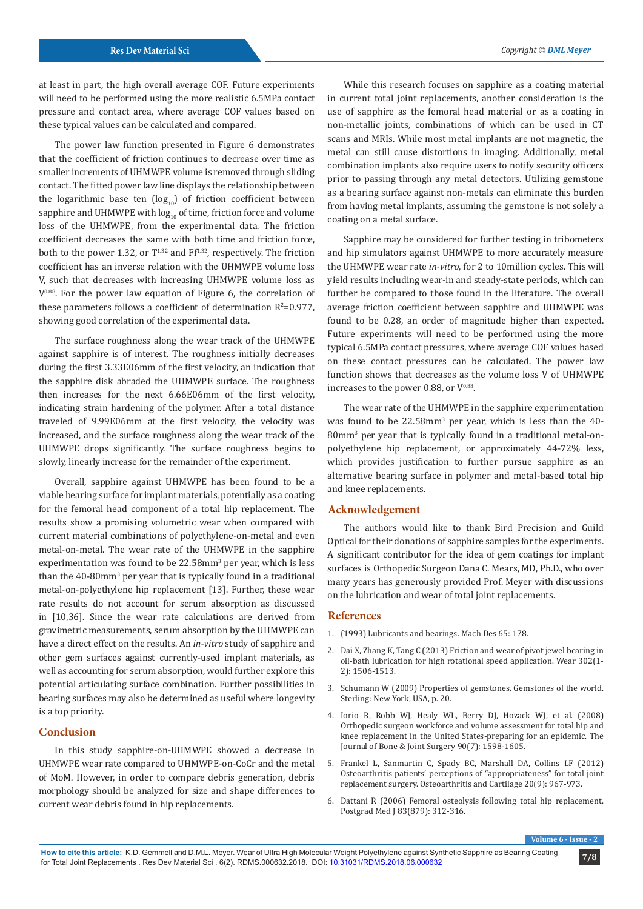at least in part, the high overall average COF. Future experiments will need to be performed using the more realistic 6.5MPa contact pressure and contact area, where average COF values based on these typical values can be calculated and compared.

The power law function presented in Figure 6 demonstrates that the coefficient of friction continues to decrease over time as smaller increments of UHMWPE volume is removed through sliding contact. The fitted power law line displays the relationship between the logarithmic base ten ($\log_{10}$) of friction coefficient between sapphire and UHMWPE with $\log_{10}$ of time, friction force and volume loss of the UHMWPE, from the experimental data. The friction coefficient decreases the same with both time and friction force, both to the power 1.32, or $T^{1.32}$ and $Ff^{1.32}$, respectively. The friction coefficient has an inverse relation with the UHMWPE volume loss V, such that decreases with increasing UHMWPE volume loss as $V^{0.88}$. For the power law equation of Figure 6, the correlation of these parameters follows a coefficient of determination $R^2$=0.977, showing good correlation of the experimental data.

The surface roughness along the wear track of the UHMWPE against sapphire is of interest. The roughness initially decreases during the first 3.33E06mm of the first velocity, an indication that the sapphire disk abraded the UHMWPE surface. The roughness then increases for the next 6.66E06mm of the first velocity, indicating strain hardening of the polymer. After a total distance traveled of 9.99E06mm at the first velocity, the velocity was increased, and the surface roughness along the wear track of the UHMWPE drops significantly. The surface roughness begins to slowly, linearly increase for the remainder of the experiment.

Overall, sapphire against UHMWPE has been found to be a viable bearing surface for implant materials, potentially as a coating for the femoral head component of a total hip replacement. The results show a promising volumetric wear when compared with current material combinations of polyethylene-on-metal and even metal-on-metal. The wear rate of the UHMWPE in the sapphire experimentation was found to be 22.58mm$^3$ per year, which is less than the 40-80mm$^3$ per year that is typically found in a traditional metal-on-polyethylene hip replacement [13]. Further, these wear rate results do not account for serum absorption as discussed in [10,36]. Since the wear rate calculations are derived from gravimetric measurements, serum absorption by the UHMWPE can have a direct effect on the results. An *in-vitro* study of sapphire and other gem surfaces against currently-used implant materials, as well as accounting for serum absorption, would further explore this potential articulating surface combination. Further possibilities in bearing surfaces may also be determined as useful where longevity is a top priority.

## Conclusion

In this study sapphire-on-UHMWPE showed a decrease in UHMWPE wear rate compared to UHMWPE-on-CoCr and the metal of MoM. However, in order to compare debris generation, debris morphology should be analyzed for size and shape differences to current wear debris found in hip replacements.

While this research focuses on sapphire as a coating material in current total joint replacements, another consideration is the use of sapphire as the femoral head material or as a coating in non-metallic joints, combinations of which can be used in CT scans and MRIs. While most metal implants are not magnetic, the metal can still cause distortions in imaging. Additionally, metal combination implants also require users to notify security officers prior to passing through any metal detectors. Utilizing gemstone as a bearing surface against non-metals can eliminate this burden from having metal implants, assuming the gemstone is not solely a coating on a metal surface.

Sapphire may be considered for further testing in tribometers and hip simulators against UHMWPE to more accurately measure the UHMWPE wear rate *in-vitro*, for 2 to 10million cycles. This will yield results including wear-in and steady-state periods, which can further be compared to those found in the literature. The overall average friction coefficient between sapphire and UHMWPE was found to be 0.28, an order of magnitude higher than expected. Future experiments will need to be performed using the more typical 6.5MPa contact pressures, where average COF values based on these contact pressures can be calculated. The power law function shows that decreases as the volume loss V of UHMWPE increases to the power 0.88, or $V^{0.88}$.

The wear rate of the UHMWPE in the sapphire experimentation was found to be 22.58mm$^3$ per year, which is less than the 40-80mm$^3$ per year that is typically found in a traditional metal-on-polyethylene hip replacement, or approximately 44-72% less, which provides justification to further pursue sapphire as an alternative bearing surface in polymer and metal-based total hip and knee replacements.

## Acknowledgement

The authors would like to thank Bird Precision and Guild Optical for their donations of sapphire samples for the experiments. A significant contributor for the idea of gem coatings for implant surfaces is Orthopedic Surgeon Dana C. Mears, MD, Ph.D., who over many years has generously provided Prof. Meyer with discussions on the lubrication and wear of total joint replacements.

## References

1. (1993) Lubricants and bearings. Mach Des 65: 178.
2. Dai X, Zhang K, Tang C (2013) Friction and wear of pivot jewel bearing in oil-bath lubrication for high rotational speed application. Wear 302(1-2): 1506-1513.
3. Schumann W (2009) Properties of gemstones. Gemstones of the world. Sterling: New York, USA, p. 20.
4. Iorio R, Robb WJ, Healy WL, Berry DJ, Hozack WJ, et al. (2008) Orthopedic surgeon workforce and volume assessment for total hip and knee replacement in the United States-preparing for an epidemic. The Journal of Bone & Joint Surgery 90(7): 1598-1605.
5. Frankel L, Sanmartin C, Spady BC, Marshall DA, Collins LF (2012) Osteoarthritis patients' perceptions of "appropriateness" for total joint replacement surgery. Osteoarthritis and Cartilage 20(9): 967-973.
6. Dattani R (2006) Femoral osteolysis following total hip replacement. Postgrad Med J 83(879): 312-316.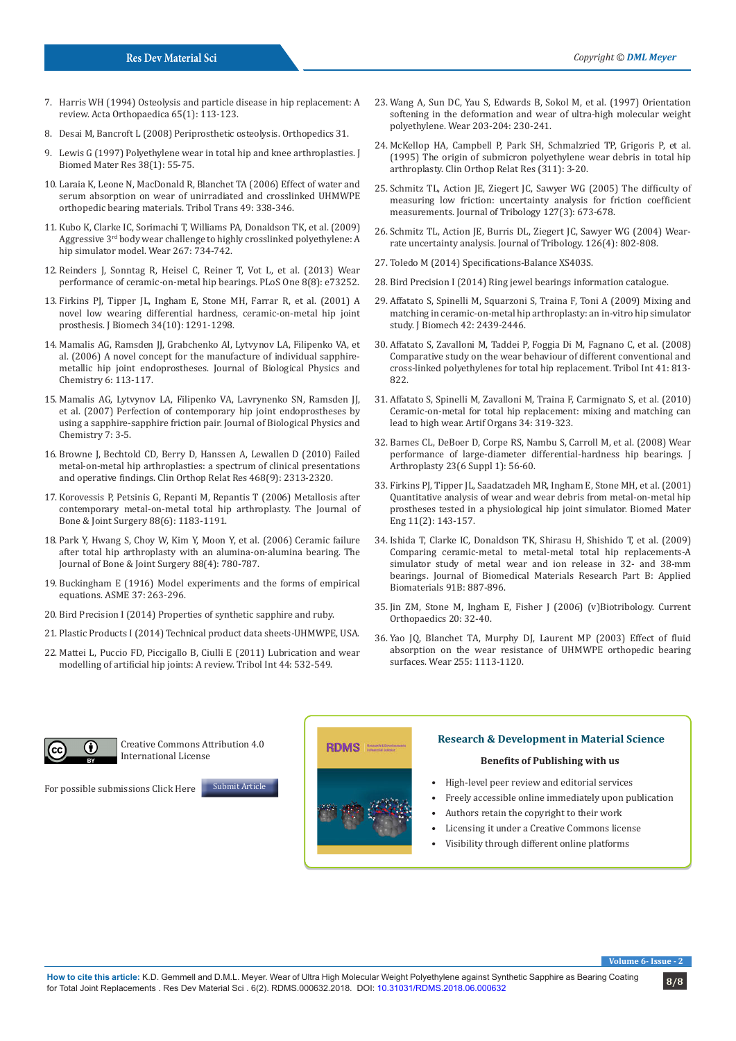7. Harris WH (1994) Osteolysis and particle disease in hip replacement: A review. Acta Orthopaedica 65(1): 113-123.
8. Desai M, Bancroft L (2008) Periprosthetic osteolysis. Orthopedics 31.
9. Lewis G (1997) Polyethylene wear in total hip and knee arthroplasties. J Biomed Mater Res 38(1): 55-75.
10. Laraia K, Leone N, MacDonald R, Blanchet TA (2006) Effect of water and serum absorption on wear of unirradiated and crosslinked UHMWPE orthopedic bearing materials. Tribol Trans 49: 338-346.
11. Kubo K, Clarke IC, Sorimachi T, Williams PA, Donaldson TK, et al. (2009) Aggressive 3rd body wear challenge to highly crosslinked polyethylene: A hip simulator model. Wear 267: 734-742.
12. Reinders J, Sonntag R, Heisel C, Reiner T, Vot L, et al. (2013) Wear performance of ceramic-on-metal hip bearings. PLoS One 8(8): e73252.
13. Firkins PJ, Tipper JL, Ingham E, Stone MH, Farrar R, et al. (2001) A novel low wearing differential hardness, ceramic-on-metal hip joint prosthesis. J Biomech 34(10): 1291-1298.
14. Mamalis AG, Ramsden JJ, Grabchenko AI, Lytvynov LA, Filipenko VA, et al. (2006) A novel concept for the manufacture of individual sapphire-metallic hip joint endoprostheses. Journal of Biological Physics and Chemistry 6: 113-117.
15. Mamalis AG, Lytvynov LA, Filipenko VA, Lavrynenko SN, Ramsden JJ, et al. (2007) Perfection of contemporary hip joint endoprostheses by using a sapphire-sapphire friction pair. Journal of Biological Physics and Chemistry 7: 3-5.
16. Browne J, Bechtold CD, Berry D, Hanssen A, Lewallen D (2010) Failed metal-on-metal hip arthroplasties: a spectrum of clinical presentations and operative findings. Clin Orthop Relat Res 468(9): 2313-2320.
17. Korovessis P, Petsinis G, Repanti M, Repantis T (2006) Metallosis after contemporary metal-on-metal total hip arthroplasty. The Journal of Bone & Joint Surgery 88(6): 1183-1191.
18. Park Y, Hwang S, Choy W, Kim Y, Moon Y, et al. (2006) Ceramic failure after total hip arthroplasty with an alumina-on-alumina bearing. The Journal of Bone & Joint Surgery 88(4): 780-787.
19. Buckingham E (1916) Model experiments and the forms of empirical equations. ASME 37: 263-296.
20. Bird Precision I (2014) Properties of synthetic sapphire and ruby.
21. Plastic Products I (2014) Technical product data sheets-UHMWPE, USA.
22. Mattei L, Puccio FD, Piccigallo B, Ciulli E (2011) Lubrication and wear modelling of artificial hip joints: A review. Tribol Int 44: 532-549.
23. Wang A, Sun DC, Yau S, Edwards B, Sokol M, et al. (1997) Orientation softening in the deformation and wear of ultra-high molecular weight polyethylene. Wear 203-204: 230-241.
24. McKellop HA, Campbell P, Park SH, Schmalzried TP, Grigoris P, et al. (1995) The origin of submicron polyethylene wear debris in total hip arthroplasty. Clin Orthop Relat Res (311): 3-20.
25. Schmitz TL, Action JE, Ziegert JC, Sawyer WG (2005) The difficulty of measuring low friction: uncertainty analysis for friction coefficient measurements. Journal of Tribology 127(3): 673-678.
26. Schmitz TL, Action JE, Burris DL, Ziegert JC, Sawyer WG (2004) Wear-rate uncertainty analysis. Journal of Tribology. 126(4): 802-808.
27. Toledo M (2014) Specifications-Balance XS403S.
28. Bird Precision I (2014) Ring jewel bearings information catalogue.
29. Affatato S, Spinelli M, Squarzoni S, Traina F, Toni A (2009) Mixing and matching in ceramic-on-metal hip arthroplasty: an in-vitro hip simulator study. J Biomech 42: 2439-2446.
30. Affatato S, Zavalloni M, Taddei P, Foggia Di M, Fagnano C, et al. (2008) Comparative study on the wear behaviour of different conventional and cross-linked polyethylenes for total hip replacement. Tribol Int 41: 813-822.
31. Affatato S, Spinelli M, Zavalloni M, Traina F, Carmignato S, et al. (2010) Ceramic-on-metal for total hip replacement: mixing and matching can lead to high wear. Artif Organs 34: 319-323.
32. Barnes CL, DeBoer D, Corpe RS, Nambu S, Carroll M, et al. (2008) Wear performance of large-diameter differential-hardness hip bearings. J Arthroplasty 23(6 Suppl 1): 56-60.
33. Firkins PJ, Tipper JL, Saadatzadeh MR, Ingham E, Stone MH, et al. (2001) Quantitative analysis of wear and wear debris from metal-on-metal hip prostheses tested in a physiological hip joint simulator. Biomed Mater Eng 11(2): 143-157.
34. Ishida T, Clarke IC, Donaldson TK, Shirasu H, Shishido T, et al. (2009) Comparing ceramic-metal to metal-metal total hip replacements-A simulator study of metal wear and ion release in 32- and 38-mm bearings. Journal of Biomedical Materials Research Part B: Applied Biomaterials 91B: 887-896.
35. Jin ZM, Stone M, Ingham E, Fisher J (2006) (v)Biotribology. Current Orthopaedics 20: 32-40.
36. Yao JQ, Blanchet TA, Murphy DJ, Laurent MP (2003) Effect of fluid absorption on the wear resistance of UHMWPE orthopedic bearing surfaces. Wear 255: 1113-1120.

Creative Commons Attribution 4.0 International License

For possible submissions Click Here Submit Article

**Research & Development in Material Science**

**Benefits of Publishing with us**

- High-level peer review and editorial services
- Freely accessible online immediately upon publication
- Authors retain the copyright to their work
- Licensing it under a Creative Commons license
- Visibility through different online platforms

**How to cite this article:** K.D. Gemmell and D.M.L. Meyer. Wear of Ultra High Molecular Weight Polyethylene against Synthetic Sapphire as Bearing Coating for Total Joint Replacements . Res Dev Material Sci . 6(2). RDMS.000632.2018. DOI: 10.31031/RDMS.2018.06.000632